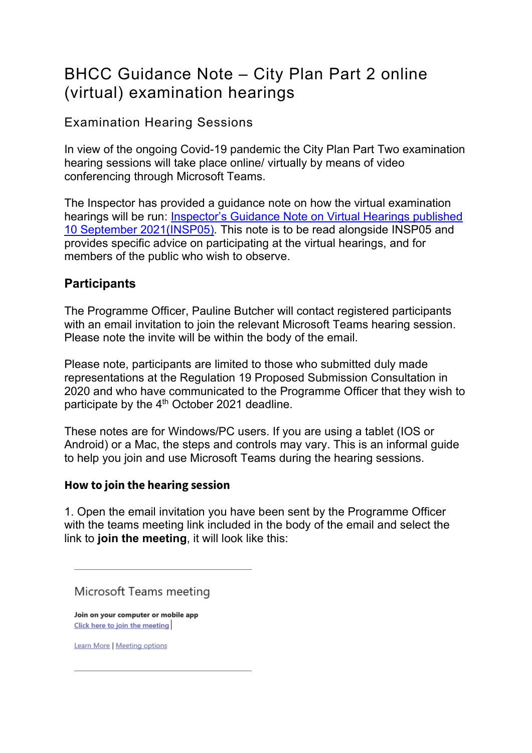# BHCC Guidance Note – City Plan Part 2 online (virtual) examination hearings

## Examination Hearing Sessions

In view of the ongoing Covid-19 pandemic the City Plan Part Two examination hearing sessions will take place online/ virtually by means of video conferencing through Microsoft Teams.

The Inspector has provided a guidance note on how the virtual examination hearings will be run: Inspector's Guidance Note on Virtual Hearings published 10 September 2021(INSP05). This note is to be read alongside INSP05 and provides specific advice on participating at the virtual hearings, and for members of the public who wish to observe.

### Participants

The Programme Officer, Pauline Butcher will contact registered participants with an email invitation to join the relevant Microsoft Teams hearing session. Please note the invite will be within the body of the email.

Please note, participants are limited to those who submitted duly made representations at the Regulation 19 Proposed Submission Consultation in 2020 and who have communicated to the Programme Officer that they wish to participate by the 4th October 2021 deadline.

These notes are for Windows/PC users. If you are using a tablet (IOS or Android) or a Mac, the steps and controls may vary. This is an informal guide to help you join and use Microsoft Teams during the hearing sessions.

#### How to join the hearing session

1. Open the email invitation you have been sent by the Programme Officer with the teams meeting link included in the body of the email and select the link to **join the meeting**, it will look like this:

---

Microsoft Teams meeting

**Join on your computer or mobile app**
Click here to join the meeting

Learn More | Meeting options

---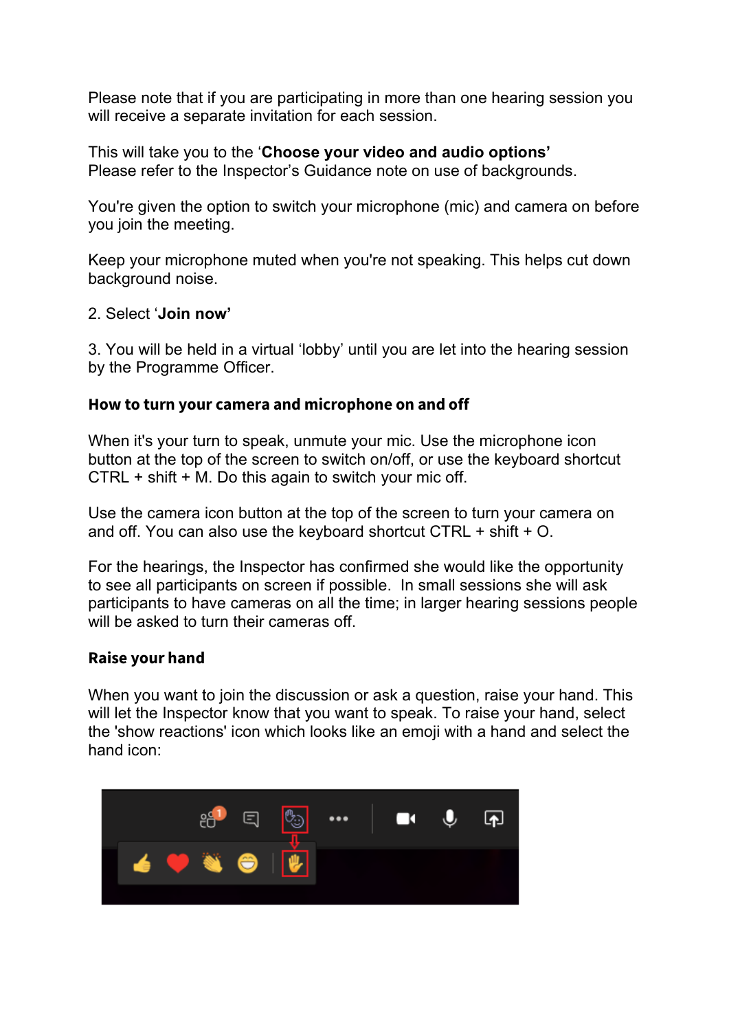Please note that if you are participating in more than one hearing session you will receive a separate invitation for each session.

This will take you to the ‘**Choose your video and audio options’**
Please refer to the Inspector’s Guidance note on use of backgrounds.

You're given the option to switch your microphone (mic) and camera on before you join the meeting.

Keep your microphone muted when you're not speaking. This helps cut down background noise.

2. Select ‘**Join now’**

3. You will be held in a virtual ‘lobby’ until you are let into the hearing session by the Programme Officer.

**How to turn your camera and microphone on and off**

When it's your turn to speak, unmute your mic. Use the microphone icon button at the top of the screen to switch on/off, or use the keyboard shortcut CTRL + shift + M. Do this again to switch your mic off.

Use the camera icon button at the top of the screen to turn your camera on and off. You can also use the keyboard shortcut CTRL + shift + O.

For the hearings, the Inspector has confirmed she would like the opportunity to see all participants on screen if possible. In small sessions she will ask participants to have cameras on all the time; in larger hearing sessions people will be asked to turn their cameras off.

**Raise your hand**

When you want to join the discussion or ask a question, raise your hand. This will let the Inspector know that you want to speak. To raise your hand, select the 'show reactions' icon which looks like an emoji with a hand and select the hand icon: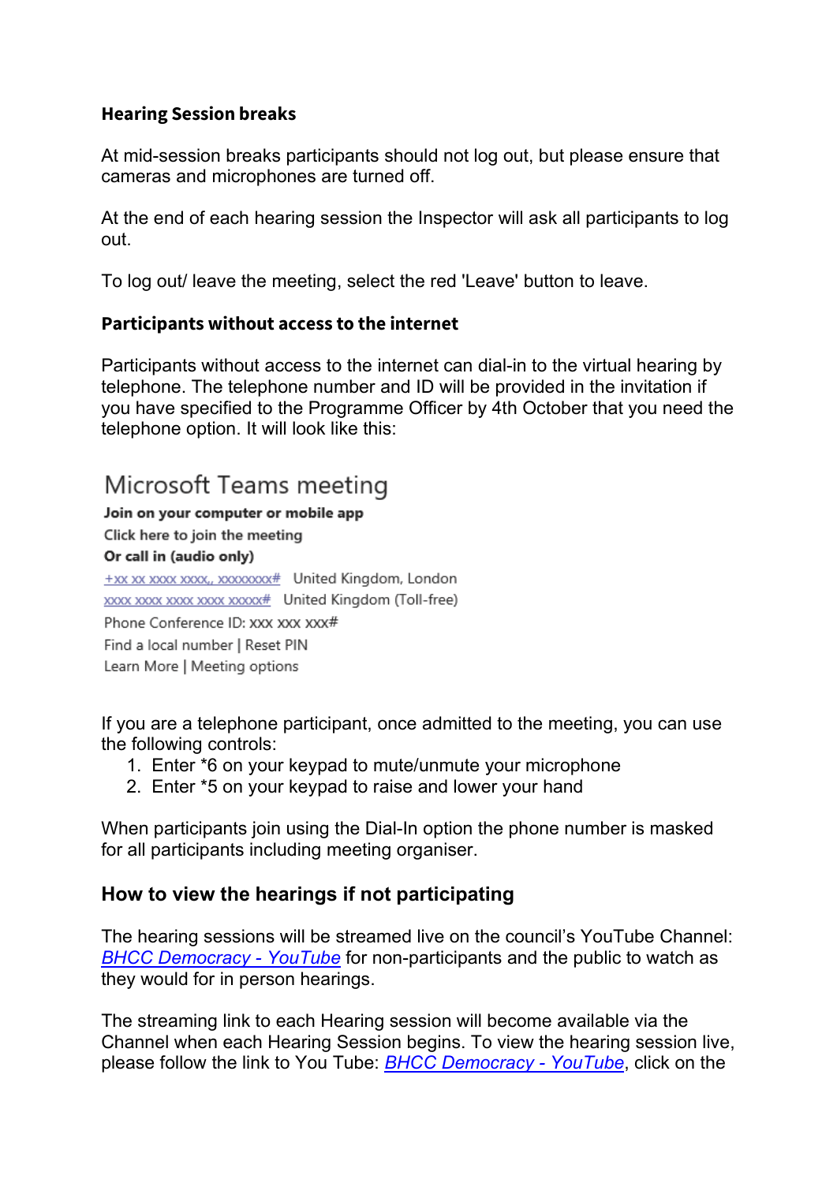**Hearing Session breaks**

At mid-session breaks participants should not log out, but please ensure that cameras and microphones are turned off.

At the end of each hearing session the Inspector will ask all participants to log out.

To log out/ leave the meeting, select the red 'Leave' button to leave.

**Participants without access to the internet**

Participants without access to the internet can dial-in to the virtual hearing by telephone. The telephone number and ID will be provided in the invitation if you have specified to the Programme Officer by 4th October that you need the telephone option. It will look like this:

Microsoft Teams meeting

**Join on your computer or mobile app**

Click here to join the meeting

**Or call in (audio only)**

+xx xx xxxx xxxx,, xxxxxxxx#   United Kingdom, London

xxxx xxxx xxxx xxxx xxxxx#   United Kingdom (Toll-free)

Phone Conference ID: xxx xxx xxx#

Find a local number | Reset PIN

Learn More | Meeting options

If you are a telephone participant, once admitted to the meeting, you can use the following controls:

1. Enter *6 on your keypad to mute/unmute your microphone
2. Enter *5 on your keypad to raise and lower your hand

When participants join using the Dial-In option the phone number is masked for all participants including meeting organiser.

## How to view the hearings if not participating

The hearing sessions will be streamed live on the council's YouTube Channel: *BHCC Democracy - YouTube* for non-participants and the public to watch as they would for in person hearings.

The streaming link to each Hearing session will become available via the Channel when each Hearing Session begins. To view the hearing session live, please follow the link to You Tube: *BHCC Democracy - YouTube*, click on the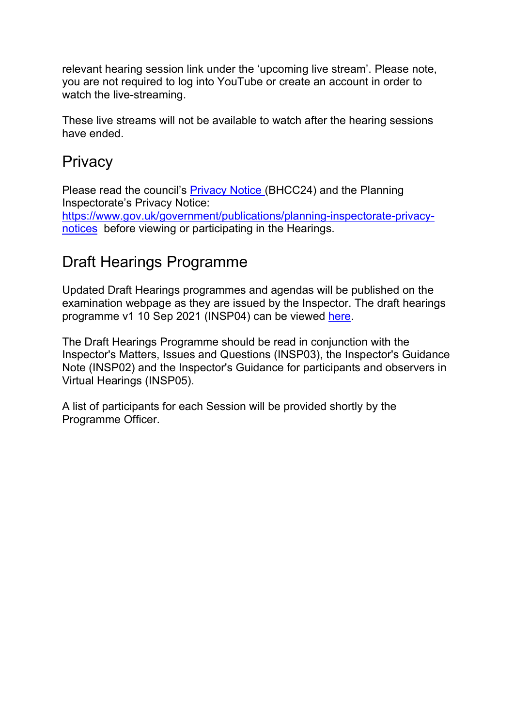relevant hearing session link under the 'upcoming live stream'. Please note, you are not required to log into YouTube or create an account in order to watch the live-streaming.

These live streams will not be available to watch after the hearing sessions have ended.

## Privacy

Please read the council's Privacy Notice (BHCC24) and the Planning Inspectorate's Privacy Notice: https://www.gov.uk/government/publications/planning-inspectorate-privacy-notices before viewing or participating in the Hearings.

## Draft Hearings Programme

Updated Draft Hearings programmes and agendas will be published on the examination webpage as they are issued by the Inspector. The draft hearings programme v1 10 Sep 2021 (INSP04) can be viewed here.

The Draft Hearings Programme should be read in conjunction with the Inspector's Matters, Issues and Questions (INSP03), the Inspector's Guidance Note (INSP02) and the Inspector's Guidance for participants and observers in Virtual Hearings (INSP05).

A list of participants for each Session will be provided shortly by the Programme Officer.